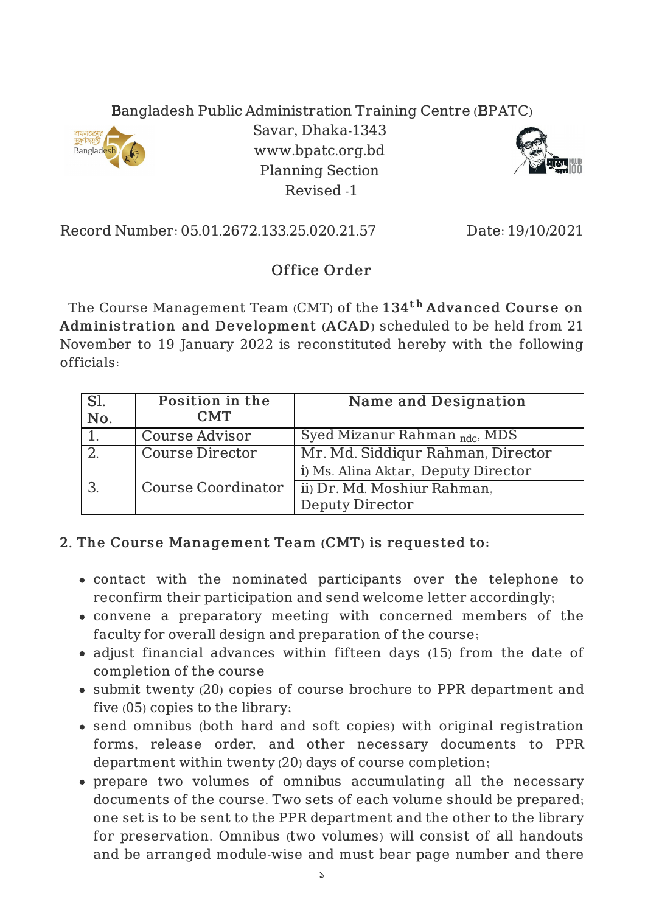Bangladesh Public Administration Training Centre (BPATC)
Savar, Dhaka-1343
www.bpatc.org.bd
Planning Section
Revised -1

Record Number: 05.01.2672.133.25.020.21.57 Date: 19/10/2021

## Office Order

The Course Management Team (CMT) of the **134th Advanced Course on Administration and Development (ACAD)** scheduled to be held from 21 November to 19 January 2022 is reconstituted hereby with the following officials:

| Sl. No. | Position in the CMT | Name and Designation |
|---|---|---|
| 1. | Course Advisor | Syed Mizanur Rahman $_{ndc}$, MDS |
| 2. | Course Director | Mr. Md. Siddiqur Rahman, Director |
| 3. | Course Coordinator | i) Ms. Alina Aktar, Deputy Director |
| | | ii) Dr. Md. Moshiur Rahman, Deputy Director |

**2. The Course Management Team (CMT) is requested to:**

- contact with the nominated participants over the telephone to reconfirm their participation and send welcome letter accordingly;
- convene a preparatory meeting with concerned members of the faculty for overall design and preparation of the course;
- adjust financial advances within fifteen days (15) from the date of completion of the course
- submit twenty (20) copies of course brochure to PPR department and five (05) copies to the library;
- send omnibus (both hard and soft copies) with original registration forms, release order, and other necessary documents to PPR department within twenty (20) days of course completion;
- prepare two volumes of omnibus accumulating all the necessary documents of the course. Two sets of each volume should be prepared; one set is to be sent to the PPR department and the other to the library for preservation. Omnibus (two volumes) will consist of all handouts and be arranged module-wise and must bear page number and there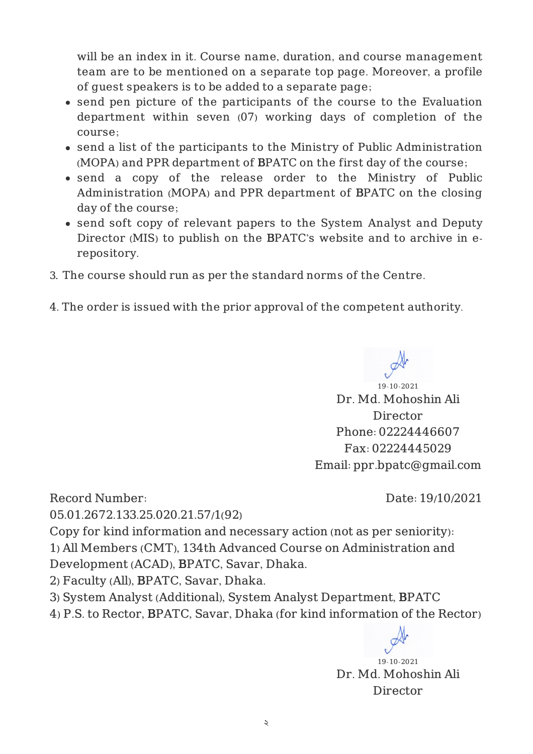will be an index in it. Course name, duration, and course management team are to be mentioned on a separate top page. Moreover, a profile of guest speakers is to be added to a separate page;

- send pen picture of the participants of the course to the Evaluation department within seven (07) working days of completion of the course;
- send a list of the participants to the Ministry of Public Administration (MOPA) and PPR department of BPATC on the first day of the course;
- send a copy of the release order to the Ministry of Public Administration (MOPA) and PPR department of BPATC on the closing day of the course;
- send soft copy of relevant papers to the System Analyst and Deputy Director (MIS) to publish on the BPATC's website and to archive in e-repository.

3. The course should run as per the standard norms of the Centre.

4. The order is issued with the prior approval of the competent authority.

19-10-2021
Dr. Md. Mohoshin Ali
Director
Phone: 02224446607
Fax: 02224445029
Email: ppr.bpatc@gmail.com

Record Number: 05.01.2672.133.25.020.21.57/1(92)

Date: 19/10/2021

Copy for kind information and necessary action (not as per seniority):

1) All Members (CMT), 134th Advanced Course on Administration and Development (ACAD), BPATC, Savar, Dhaka.
2) Faculty (All), BPATC, Savar, Dhaka.
3) System Analyst (Additional), System Analyst Department, BPATC
4) P.S. to Rector, BPATC, Savar, Dhaka (for kind information of the Rector)

19-10-2021
Dr. Md. Mohoshin Ali
Director